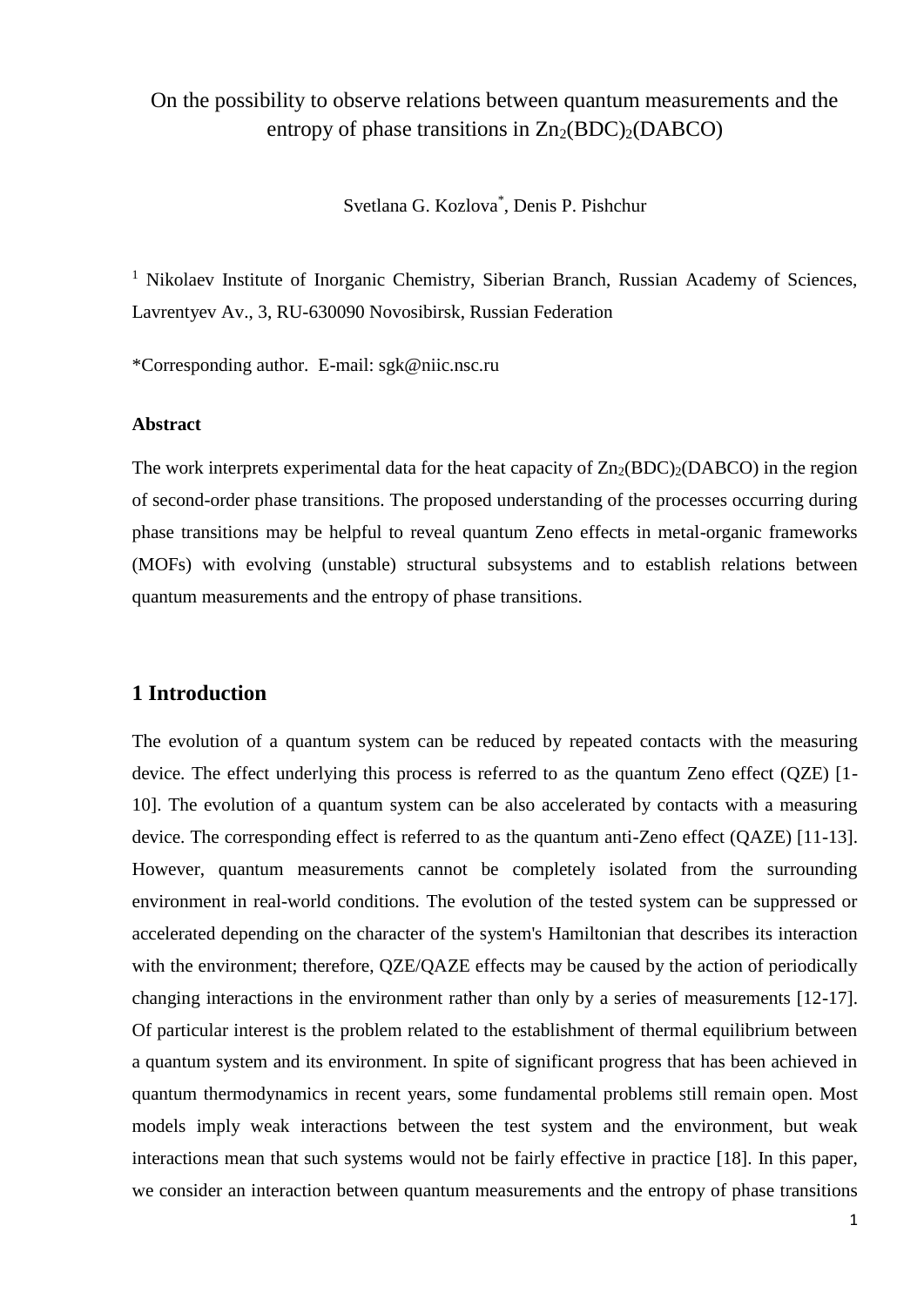# On the possibility to observe relations between quantum measurements and the entropy of phase transitions in $Zn_2(BDC)_2(DABCO)$

Svetlana G. Kozlova[*], Denis P. Pishchur

[1] Nikolaev Institute of Inorganic Chemistry, Siberian Branch, Russian Academy of Sciences, Lavrentyev Av., 3, RU-630090 Novosibirsk, Russian Federation

*Corresponding author. E-mail: sgk@niic.nsc.ru

### Abstract

The work interprets experimental data for the heat capacity of $Zn_2(BDC)_2(DABCO)$ in the region of second-order phase transitions. The proposed understanding of the processes occurring during phase transitions may be helpful to reveal quantum Zeno effects in metal-organic frameworks (MOFs) with evolving (unstable) structural subsystems and to establish relations between quantum measurements and the entropy of phase transitions.

## 1 Introduction

The evolution of a quantum system can be reduced by repeated contacts with the measuring device. The effect underlying this process is referred to as the quantum Zeno effect (QZE) [1-10]. The evolution of a quantum system can be also accelerated by contacts with a measuring device. The corresponding effect is referred to as the quantum anti-Zeno effect (QAZE) [11-13]. However, quantum measurements cannot be completely isolated from the surrounding environment in real-world conditions. The evolution of the tested system can be suppressed or accelerated depending on the character of the system's Hamiltonian that describes its interaction with the environment; therefore, QZE/QAZE effects may be caused by the action of periodically changing interactions in the environment rather than only by a series of measurements [12-17]. Of particular interest is the problem related to the establishment of thermal equilibrium between a quantum system and its environment. In spite of significant progress that has been achieved in quantum thermodynamics in recent years, some fundamental problems still remain open. Most models imply weak interactions between the test system and the environment, but weak interactions mean that such systems would not be fairly effective in practice [18]. In this paper, we consider an interaction between quantum measurements and the entropy of phase transitions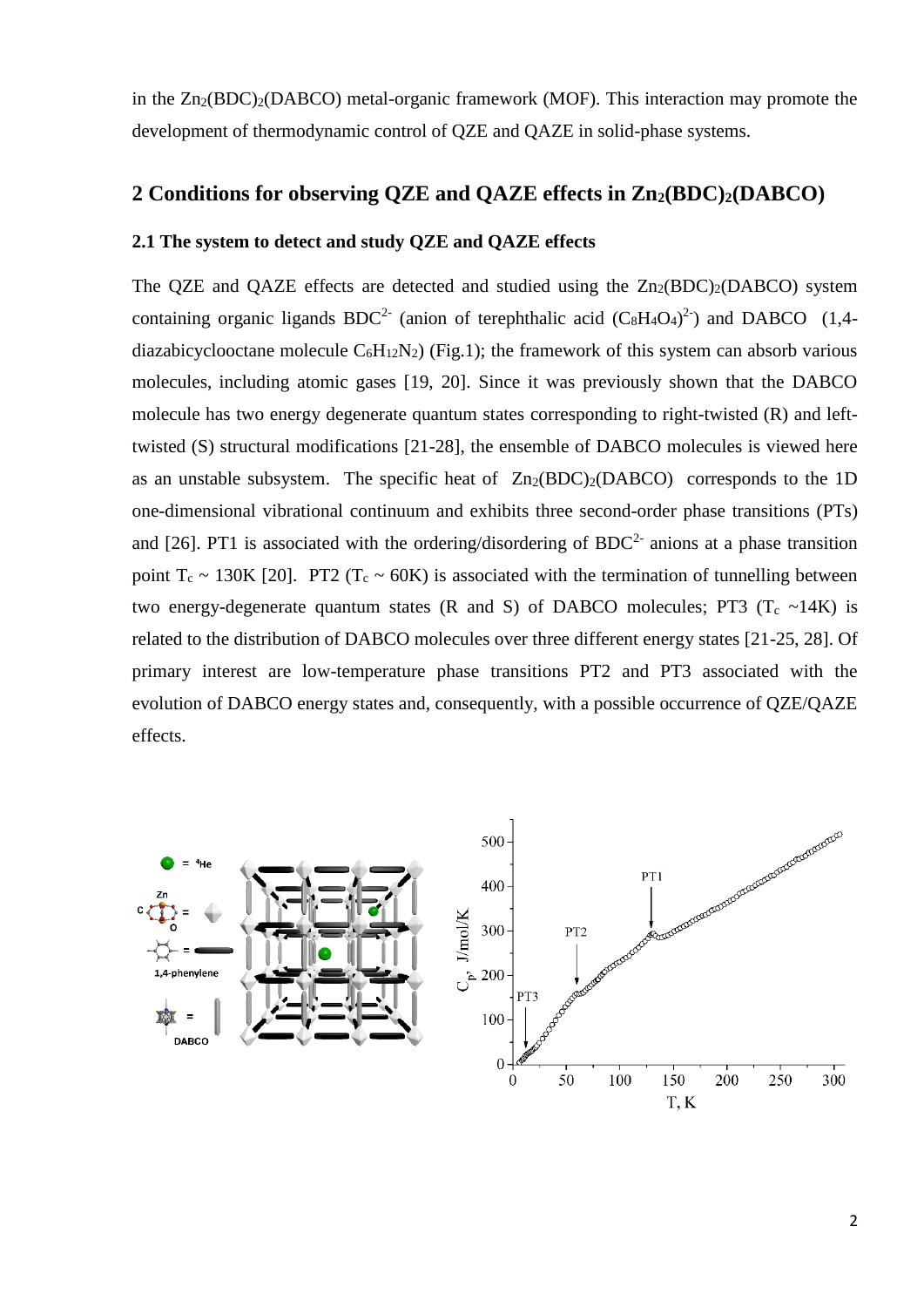in the $Zn_2(BDC)_2(DABCO)$ metal-organic framework (MOF). This interaction may promote the development of thermodynamic control of QZE and QAZE in solid-phase systems.

## 2 Conditions for observing QZE and QAZE effects in $Zn_2(BDC)_2(DABCO)$

### 2.1 The system to detect and study QZE and QAZE effects

The QZE and QAZE effects are detected and studied using the $Zn_2(BDC)_2(DABCO)$ system containing organic ligands $BDC^{2-}$ (anion of terephthalic acid $(C_8H_4O_4)^{2-}$) and DABCO (1,4-diazabicyclooctane molecule $C_6H_{12}N_2$) (Fig.1); the framework of this system can absorb various molecules, including atomic gases [19, 20]. Since it was previously shown that the DABCO molecule has two energy degenerate quantum states corresponding to right-twisted (R) and left-twisted (S) structural modifications [21-28], the ensemble of DABCO molecules is viewed here as an unstable subsystem. The specific heat of $Zn_2(BDC)_2(DABCO)$ corresponds to the 1D one-dimensional vibrational continuum and exhibits three second-order phase transitions (PTs) and [26]. PT1 is associated with the ordering/disordering of $BDC^{2-}$ anions at a phase transition point $T_c \sim 130K$ [20]. PT2 ($T_c \sim 60K$) is associated with the termination of tunnelling between two energy-degenerate quantum states (R and S) of DABCO molecules; PT3 ($T_c \sim 14K$) is related to the distribution of DABCO molecules over three different energy states [21-25, 28]. Of primary interest are low-temperature phase transitions PT2 and PT3 associated with the evolution of DABCO energy states and, consequently, with a possible occurrence of QZE/QAZE effects.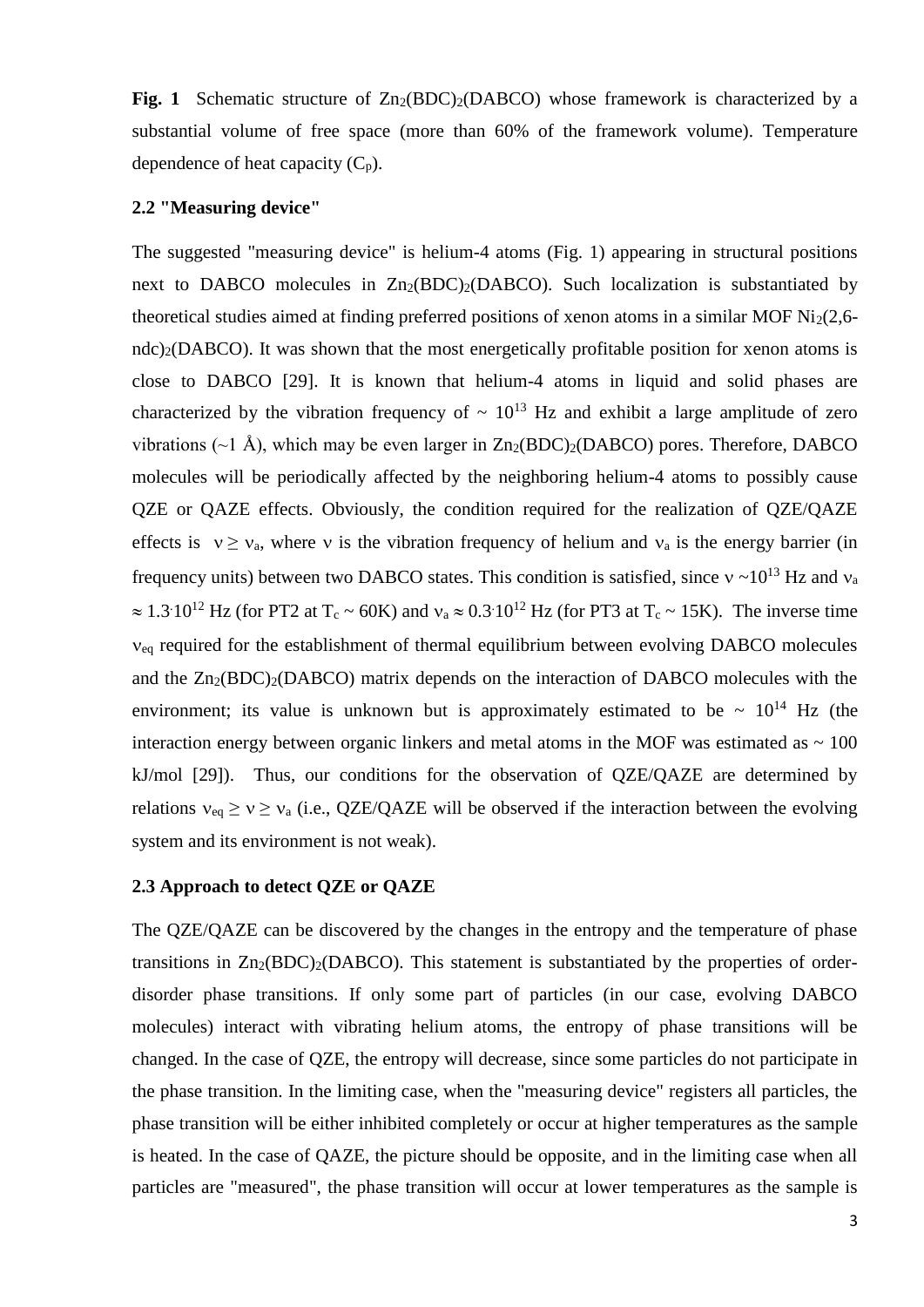**Fig. 1** Schematic structure of $Zn_2(BDC)_2(DABCO)$ whose framework is characterized by a substantial volume of free space (more than 60% of the framework volume). Temperature dependence of heat capacity ($C_p$).

### 2.2 "Measuring device"

The suggested "measuring device" is helium-4 atoms (Fig. 1) appearing in structural positions next to DABCO molecules in $Zn_2(BDC)_2(DABCO)$. Such localization is substantiated by theoretical studies aimed at finding preferred positions of xenon atoms in a similar MOF $Ni_2$(2,6-ndc)$_2$(DABCO). It was shown that the most energetically profitable position for xenon atoms is close to DABCO [29]. It is known that helium-4 atoms in liquid and solid phases are characterized by the vibration frequency of ~ $10^{13}$ Hz and exhibit a large amplitude of zero vibrations (~1 Å), which may be even larger in $Zn_2(BDC)_2(DABCO)$ pores. Therefore, DABCO molecules will be periodically affected by the neighboring helium-4 atoms to possibly cause QZE or QAZE effects. Obviously, the condition required for the realization of QZE/QAZE effects is $\nu \geq \nu_a$, where $\nu$ is the vibration frequency of helium and $\nu_a$ is the energy barrier (in frequency units) between two DABCO states. This condition is satisfied, since $\nu \sim 10^{13}$ Hz and $\nu_a \approx 1.3 \cdot 10^{12}$ Hz (for PT2 at $T_c \sim 60$K) and $\nu_a \approx 0.3 \cdot 10^{12}$ Hz (for PT3 at $T_c \sim 15$K). The inverse time $\nu_{eq}$ required for the establishment of thermal equilibrium between evolving DABCO molecules and the $Zn_2(BDC)_2(DABCO)$ matrix depends on the interaction of DABCO molecules with the environment; its value is unknown but is approximately estimated to be ~ $10^{14}$ Hz (the interaction energy between organic linkers and metal atoms in the MOF was estimated as ~ 100 kJ/mol [29]). Thus, our conditions for the observation of QZE/QAZE are determined by relations $\nu_{eq} \geq \nu \geq \nu_a$ (i.e., QZE/QAZE will be observed if the interaction between the evolving system and its environment is not weak).

### 2.3 Approach to detect QZE or QAZE

The QZE/QAZE can be discovered by the changes in the entropy and the temperature of phase transitions in $Zn_2(BDC)_2(DABCO)$. This statement is substantiated by the properties of order-disorder phase transitions. If only some part of particles (in our case, evolving DABCO molecules) interact with vibrating helium atoms, the entropy of phase transitions will be changed. In the case of QZE, the entropy will decrease, since some particles do not participate in the phase transition. In the limiting case, when the "measuring device" registers all particles, the phase transition will be either inhibited completely or occur at higher temperatures as the sample is heated. In the case of QAZE, the picture should be opposite, and in the limiting case when all particles are "measured", the phase transition will occur at lower temperatures as the sample is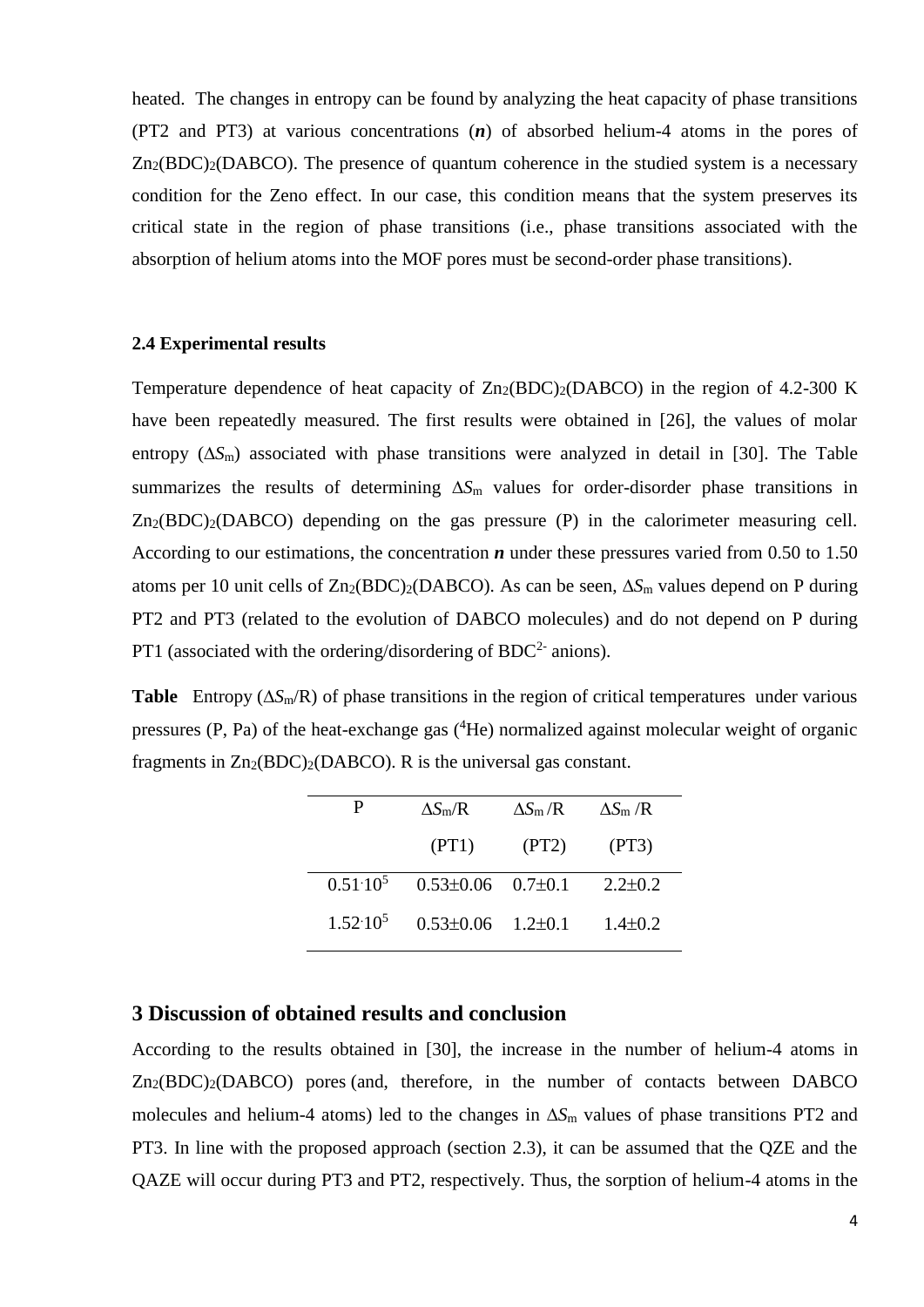heated. The changes in entropy can be found by analyzing the heat capacity of phase transitions (PT2 and PT3) at various concentrations (***n***) of absorbed helium-4 atoms in the pores of $Zn_2(BDC)_2(DABCO)$. The presence of quantum coherence in the studied system is a necessary condition for the Zeno effect. In our case, this condition means that the system preserves its critical state in the region of phase transitions (i.e., phase transitions associated with the absorption of helium atoms into the MOF pores must be second-order phase transitions).

### 2.4 Experimental results

Temperature dependence of heat capacity of $Zn_2(BDC)_2(DABCO)$ in the region of 4.2-300 K have been repeatedly measured. The first results were obtained in [26], the values of molar entropy ($\Delta S_m$) associated with phase transitions were analyzed in detail in [30]. The Table summarizes the results of determining $\Delta S_m$ values for order-disorder phase transitions in $Zn_2(BDC)_2(DABCO)$ depending on the gas pressure (P) in the calorimeter measuring cell. According to our estimations, the concentration ***n*** under these pressures varied from 0.50 to 1.50 atoms per 10 unit cells of $Zn_2(BDC)_2(DABCO)$. As can be seen, $\Delta S_m$ values depend on P during PT2 and PT3 (related to the evolution of DABCO molecules) and do not depend on P during PT1 (associated with the ordering/disordering of $BDC^{2-}$ anions).

**Table** Entropy ($\Delta S_m$/R) of phase transitions in the region of critical temperatures under various pressures (P, Pa) of the heat-exchange gas ($^4$He) normalized against molecular weight of organic fragments in $Zn_2(BDC)_2(DABCO)$. R is the universal gas constant.

| P | $\Delta S_m$/R (PT1) | $\Delta S_m$/R (PT2) | $\Delta S_m$/R (PT3) |
|---|---|---|---|
| $0.51 \cdot 10^5$ | 0.53±0.06 | 0.7±0.1 | 2.2±0.2 |
| $1.52 \cdot 10^5$ | 0.53±0.06 | 1.2±0.1 | 1.4±0.2 |

## 3 Discussion of obtained results and conclusion

According to the results obtained in [30], the increase in the number of helium-4 atoms in $Zn_2(BDC)_2(DABCO)$ pores (and, therefore, in the number of contacts between DABCO molecules and helium-4 atoms) led to the changes in $\Delta S_m$ values of phase transitions PT2 and PT3. In line with the proposed approach (section 2.3), it can be assumed that the QZE and the QAZE will occur during PT3 and PT2, respectively. Thus, the sorption of helium-4 atoms in the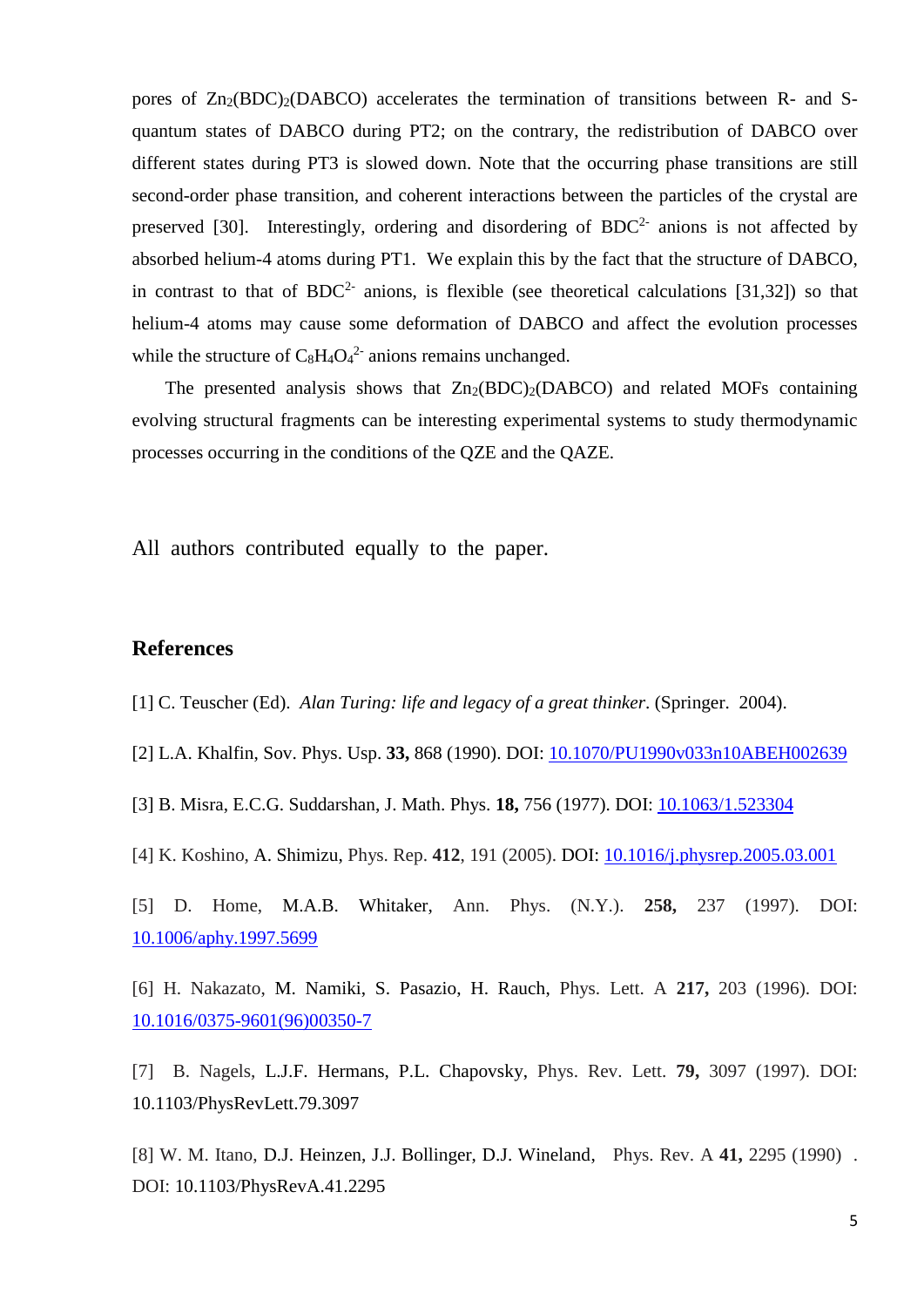pores of $Zn_2(BDC)_2(DABCO)$ accelerates the termination of transitions between R- and S-quantum states of DABCO during PT2; on the contrary, the redistribution of DABCO over different states during PT3 is slowed down. Note that the occurring phase transitions are still second-order phase transition, and coherent interactions between the particles of the crystal are preserved [30]. Interestingly, ordering and disordering of $BDC^{2-}$ anions is not affected by absorbed helium-4 atoms during PT1. We explain this by the fact that the structure of DABCO, in contrast to that of $BDC^{2-}$ anions, is flexible (see theoretical calculations [31,32]) so that helium-4 atoms may cause some deformation of DABCO and affect the evolution processes while the structure of $C_8H_4O_4^{2-}$ anions remains unchanged.

The presented analysis shows that $Zn_2(BDC)_2(DABCO)$ and related MOFs containing evolving structural fragments can be interesting experimental systems to study thermodynamic processes occurring in the conditions of the QZE and the QAZE.

All authors contributed equally to the paper.

## References

[1] C. Teuscher (Ed). *Alan Turing: life and legacy of a great thinker*. (Springer. 2004).

[2] L.A. Khalfin, Sov. Phys. Usp. **33,** 868 (1990). DOI: 10.1070/PU1990v033n10ABEH002639

[3] B. Misra, E.C.G. Suddarshan, J. Math. Phys. **18,** 756 (1977). DOI: 10.1063/1.523304

[4] K. Koshino, A. Shimizu, Phys. Rep. **412**, 191 (2005). DOI: 10.1016/j.physrep.2005.03.001

[5] D. Home, M.A.B. Whitaker, Ann. Phys. (N.Y.). **258,** 237 (1997). DOI: 10.1006/aphy.1997.5699

[6] H. Nakazato, M. Namiki, S. Pasazio, H. Rauch, Phys. Lett. A **217,** 203 (1996). DOI: 10.1016/0375-9601(96)00350-7

[7] B. Nagels, L.J.F. Hermans, P.L. Chapovsky, Phys. Rev. Lett. **79,** 3097 (1997). DOI: 10.1103/PhysRevLett.79.3097

[8] W. M. Itano, D.J. Heinzen, J.J. Bollinger, D.J. Wineland, Phys. Rev. A **41,** 2295 (1990). DOI: 10.1103/PhysRevA.41.2295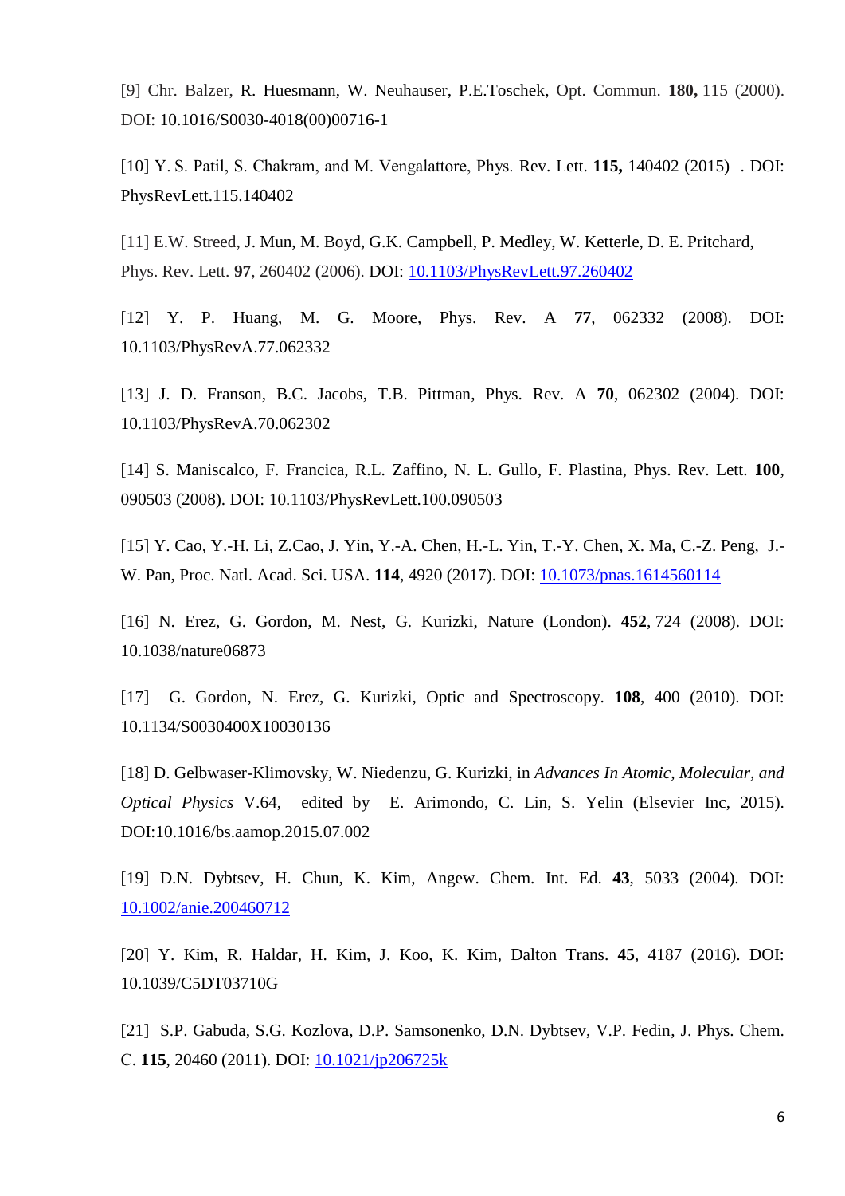[9] Chr. Balzer, R. Huesmann, W. Neuhauser, P.E.Toschek, Opt. Commun. **180,** 115 (2000). DOI: 10.1016/S0030-4018(00)00716-1

[10] Y. S. Patil, S. Chakram, and M. Vengalattore, Phys. Rev. Lett. **115,** 140402 (2015) . DOI: PhysRevLett.115.140402

[11] E.W. Streed, J. Mun, M. Boyd, G.K. Campbell, P. Medley, W. Ketterle, D. E. Pritchard, Phys. Rev. Lett. **97**, 260402 (2006). DOI: 10.1103/PhysRevLett.97.260402

[12] Y. P. Huang, M. G. Moore, Phys. Rev. A **77**, 062332 (2008). DOI: 10.1103/PhysRevA.77.062332

[13] J. D. Franson, B.C. Jacobs, T.B. Pittman, Phys. Rev. A **70**, 062302 (2004). DOI: 10.1103/PhysRevA.70.062302

[14] S. Maniscalco, F. Francica, R.L. Zaffino, N. L. Gullo, F. Plastina, Phys. Rev. Lett. **100**, 090503 (2008). DOI: 10.1103/PhysRevLett.100.090503

[15] Y. Cao, Y.-H. Li, Z.Cao, J. Yin, Y.-A. Chen, H.-L. Yin, T.-Y. Chen, X. Ma, C.-Z. Peng, J.-W. Pan, Proc. Natl. Acad. Sci. USA. **114**, 4920 (2017). DOI: 10.1073/pnas.1614560114

[16] N. Erez, G. Gordon, M. Nest, G. Kurizki, Nature (London). **452**, 724 (2008). DOI: 10.1038/nature06873

[17] G. Gordon, N. Erez, G. Kurizki, Optic and Spectroscopy. **108**, 400 (2010). DOI: 10.1134/S0030400X10030136

[18] D. Gelbwaser-Klimovsky, W. Niedenzu, G. Kurizki, in *Advances In Atomic, Molecular, and Optical Physics* V.64, edited by E. Arimondo, C. Lin, S. Yelin (Elsevier Inc, 2015). DOI:10.1016/bs.aamop.2015.07.002

[19] D.N. Dybtsev, H. Chun, K. Kim, Angew. Chem. Int. Ed. **43**, 5033 (2004). DOI: 10.1002/anie.200460712

[20] Y. Kim, R. Haldar, H. Kim, J. Koo, K. Kim, Dalton Trans. **45**, 4187 (2016). DOI: 10.1039/C5DT03710G

[21] S.P. Gabuda, S.G. Kozlova, D.P. Samsonenko, D.N. Dybtsev, V.P. Fedin, J. Phys. Chem. C. **115**, 20460 (2011). DOI: 10.1021/jp206725k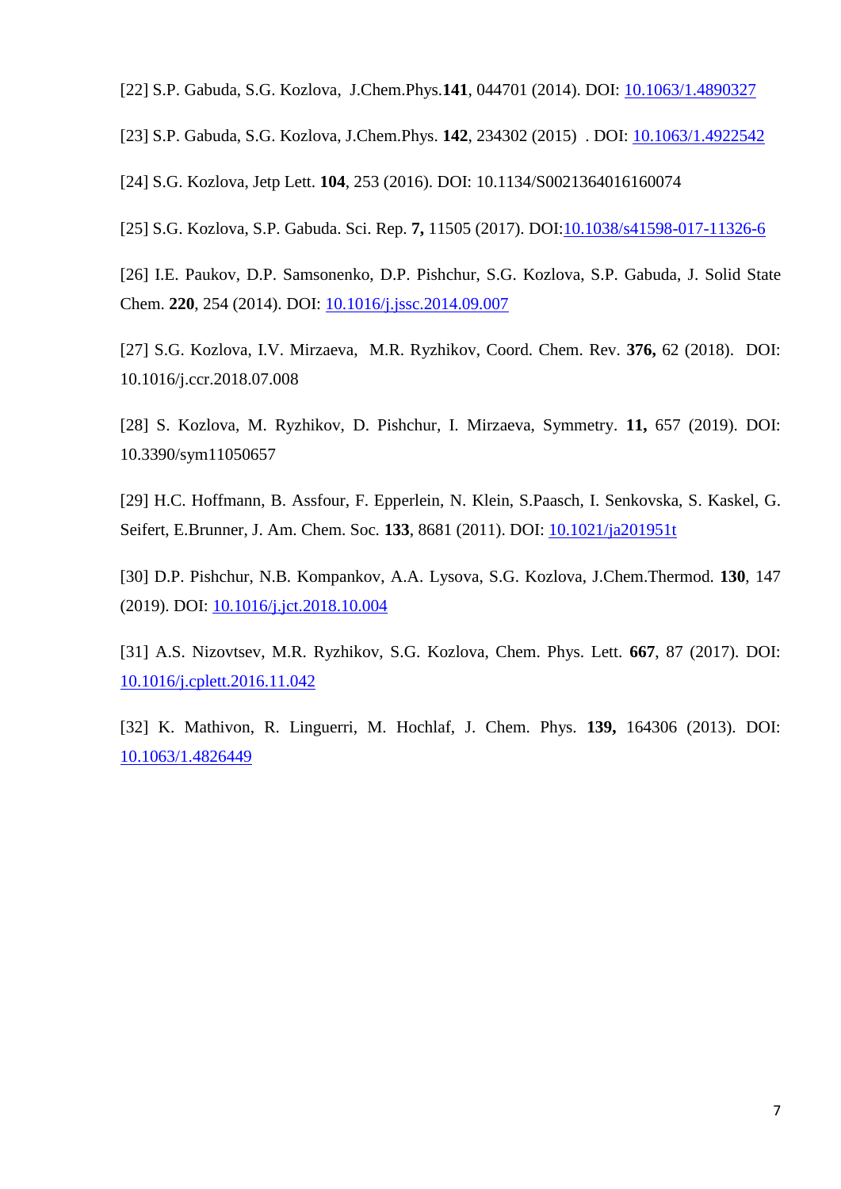[22] S.P. Gabuda, S.G. Kozlova, J.Chem.Phys.**141**, 044701 (2014). DOI: 10.1063/1.4890327

[23] S.P. Gabuda, S.G. Kozlova, J.Chem.Phys. **142**, 234302 (2015) . DOI: 10.1063/1.4922542

[24] S.G. Kozlova, Jetp Lett. **104**, 253 (2016). DOI: 10.1134/S0021364016160074

[25] S.G. Kozlova, S.P. Gabuda. Sci. Rep. **7,** 11505 (2017). DOI:10.1038/s41598-017-11326-6

[26] I.E. Paukov, D.P. Samsonenko, D.P. Pishchur, S.G. Kozlova, S.P. Gabuda, J. Solid State Chem. **220**, 254 (2014). DOI: 10.1016/j.jssc.2014.09.007

[27] S.G. Kozlova, I.V. Mirzaeva, M.R. Ryzhikov, Coord. Chem. Rev. **376,** 62 (2018). DOI: 10.1016/j.ccr.2018.07.008

[28] S. Kozlova, M. Ryzhikov, D. Pishchur, I. Mirzaeva, Symmetry. **11,** 657 (2019). DOI: 10.3390/sym11050657

[29] H.C. Hoffmann, B. Assfour, F. Epperlein, N. Klein, S.Paasch, I. Senkovska, S. Kaskel, G. Seifert, E.Brunner, J. Am. Chem. Soc. **133**, 8681 (2011). DOI: 10.1021/ja201951t

[30] D.P. Pishchur, N.B. Kompankov, A.A. Lysova, S.G. Kozlova, J.Chem.Thermod. **130**, 147 (2019). DOI: 10.1016/j.jct.2018.10.004

[31] A.S. Nizovtsev, M.R. Ryzhikov, S.G. Kozlova, Chem. Phys. Lett. **667**, 87 (2017). DOI: 10.1016/j.cplett.2016.11.042

[32] K. Mathivon, R. Linguerri, M. Hochlaf, J. Chem. Phys. **139,** 164306 (2013). DOI: 10.1063/1.4826449